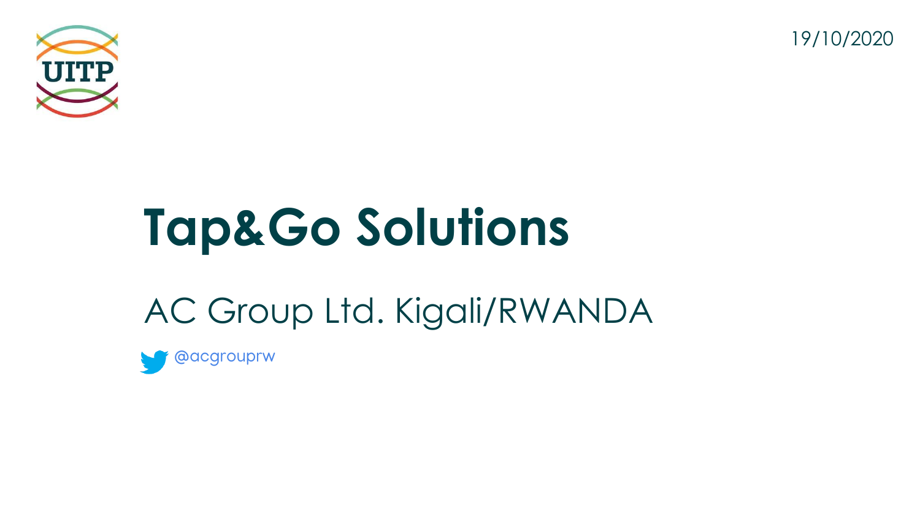19/10/2020

# Tap&Go Solutions

AC Group Ltd. Kigali/RWANDA

@acgrouprw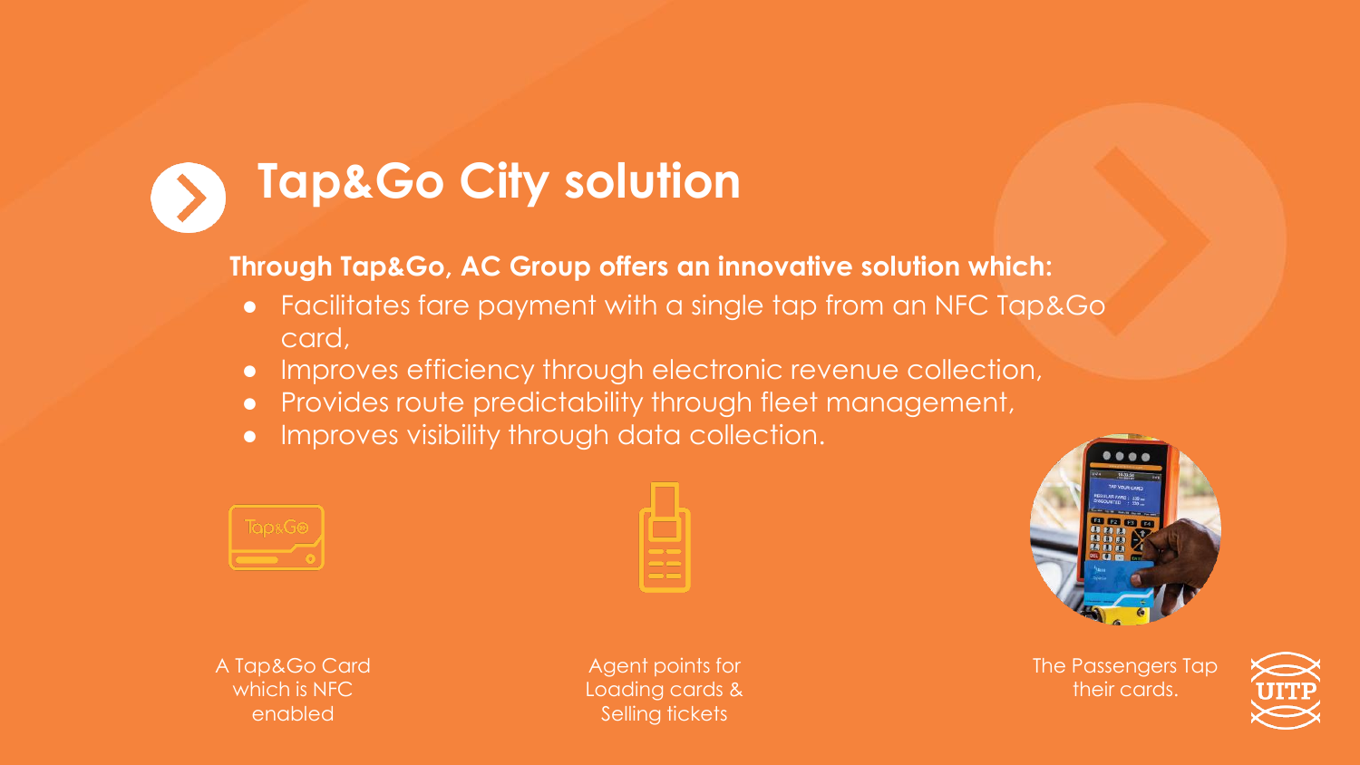# Tap&Go City solution

**Through Tap&Go, AC Group offers an innovative solution which:**

- Facilitates fare payment with a single tap from an NFC Tap&Go card,
- Improves efficiency through electronic revenue collection,
- Provides route predictability through fleet management,
- Improves visibility through data collection.

A Tap&Go Card which is NFC enabled

Agent points for Loading cards & Selling tickets

The Passengers Tap their cards.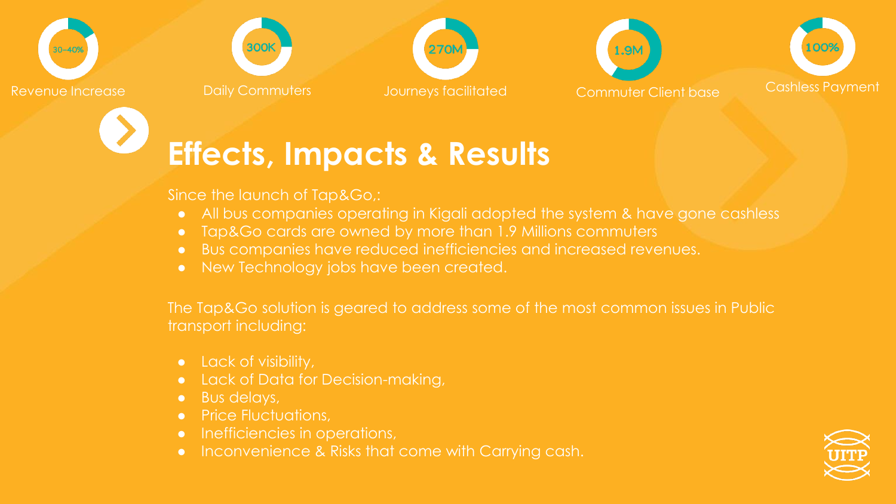30–40% Revenue Increase

300K Daily Commuters

270M Journeys facilitated

1.9M Commuter Client base

100% Cashless Payment

# Effects, Impacts & Results

Since the launch of Tap&Go,:

- All bus companies operating in Kigali adopted the system & have gone cashless
- Tap&Go cards are owned by more than 1.9 Millions commuters
- Bus companies have reduced inefficiencies and increased revenues.
- New Technology jobs have been created.

The Tap&Go solution is geared to address some of the most common issues in Public transport including:

- Lack of visibility,
- Lack of Data for Decision-making,
- Bus delays,
- Price Fluctuations,
- Inefficiencies in operations,
- Inconvenience & Risks that come with Carrying cash.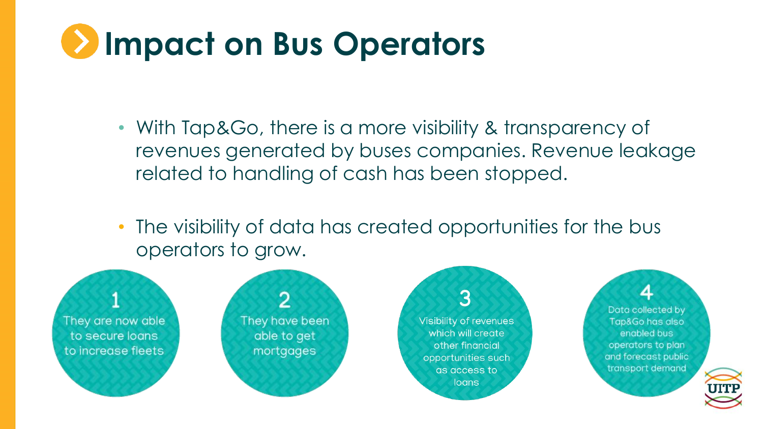# Impact on Bus Operators

- With Tap&Go, there is a more visibility & transparency of revenues generated by buses companies. Revenue leakage related to handling of cash has been stopped.
- The visibility of data has created opportunities for the bus operators to grow.

1. They are now able to secure loans to increase fleets
2. They have been able to get mortgages
3. Visibility of revenues which will create other financial opportunities such as access to loans
4. Data collected by Tap&Go has also enabled bus operators to plan and forecast public transport demand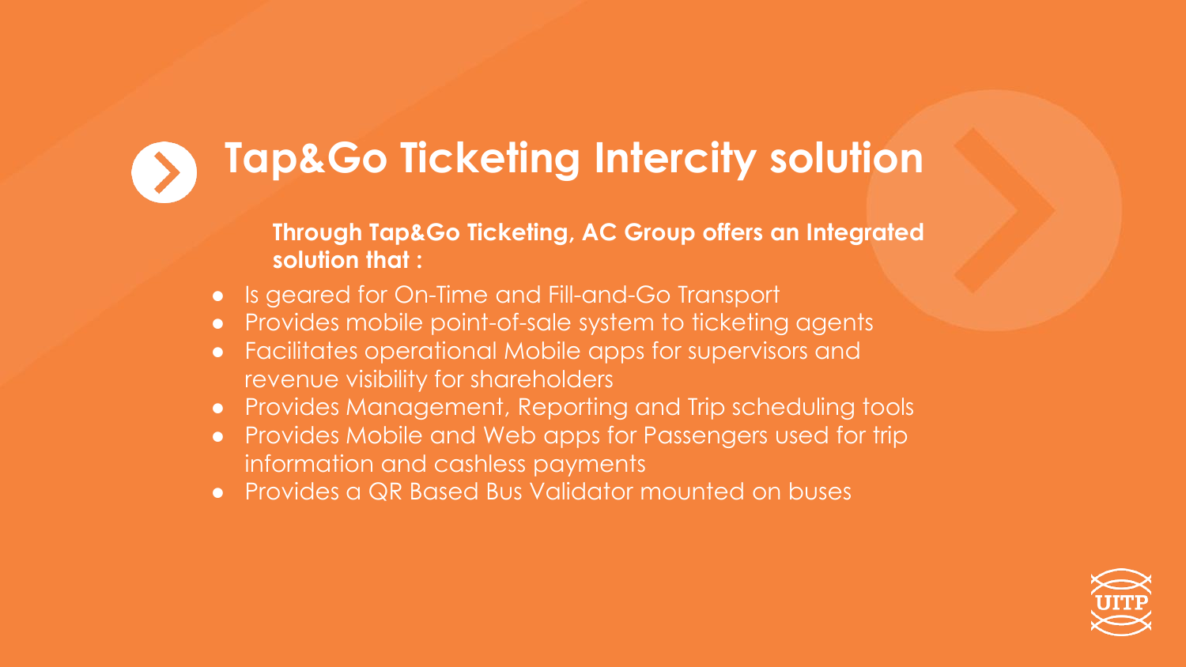# Tap&Go Ticketing Intercity solution

**Through Tap&Go Ticketing, AC Group offers an Integrated solution that :**

- Is geared for On-Time and Fill-and-Go Transport
- Provides mobile point-of-sale system to ticketing agents
- Facilitates operational Mobile apps for supervisors and revenue visibility for shareholders
- Provides Management, Reporting and Trip scheduling tools
- Provides Mobile and Web apps for Passengers used for trip information and cashless payments
- Provides a QR Based Bus Validator mounted on buses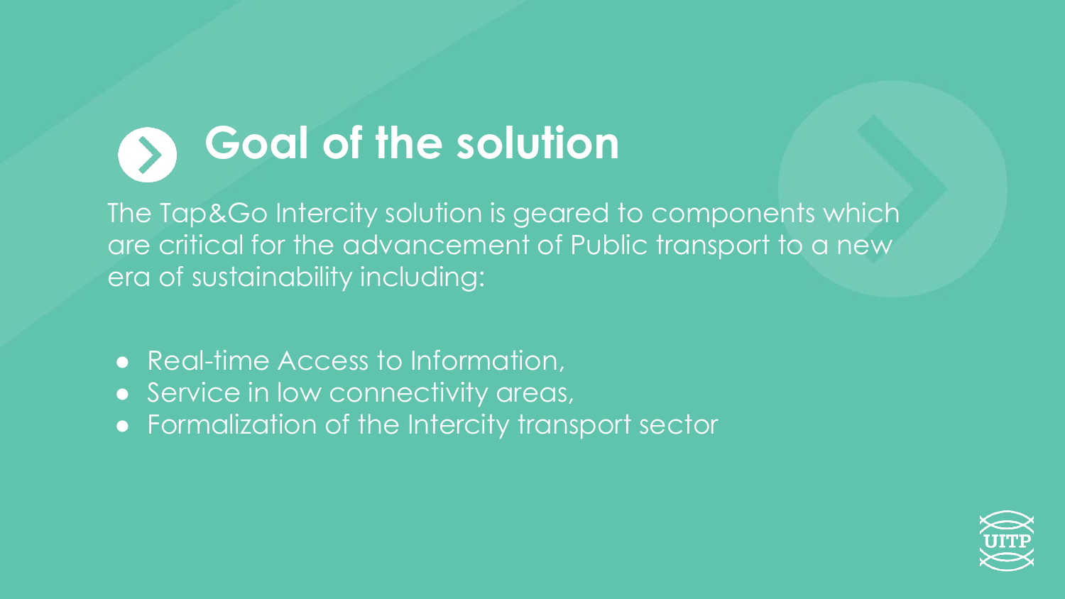# Goal of the solution

The Tap&Go Intercity solution is geared to components which are critical for the advancement of Public transport to a new era of sustainability including:

- Real-time Access to Information,
- Service in low connectivity areas,
- Formalization of the Intercity transport sector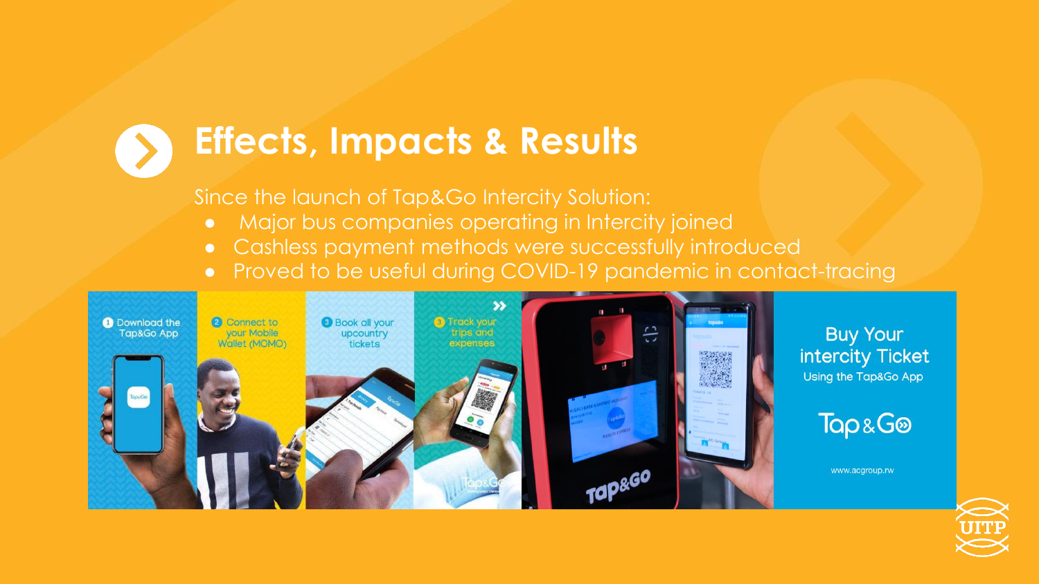# Effects, Impacts & Results

Since the launch of Tap&Go Intercity Solution:

- Major bus companies operating in Intercity joined
- Cashless payment methods were successfully introduced
- Proved to be useful during COVID-19 pandemic in contact-tracing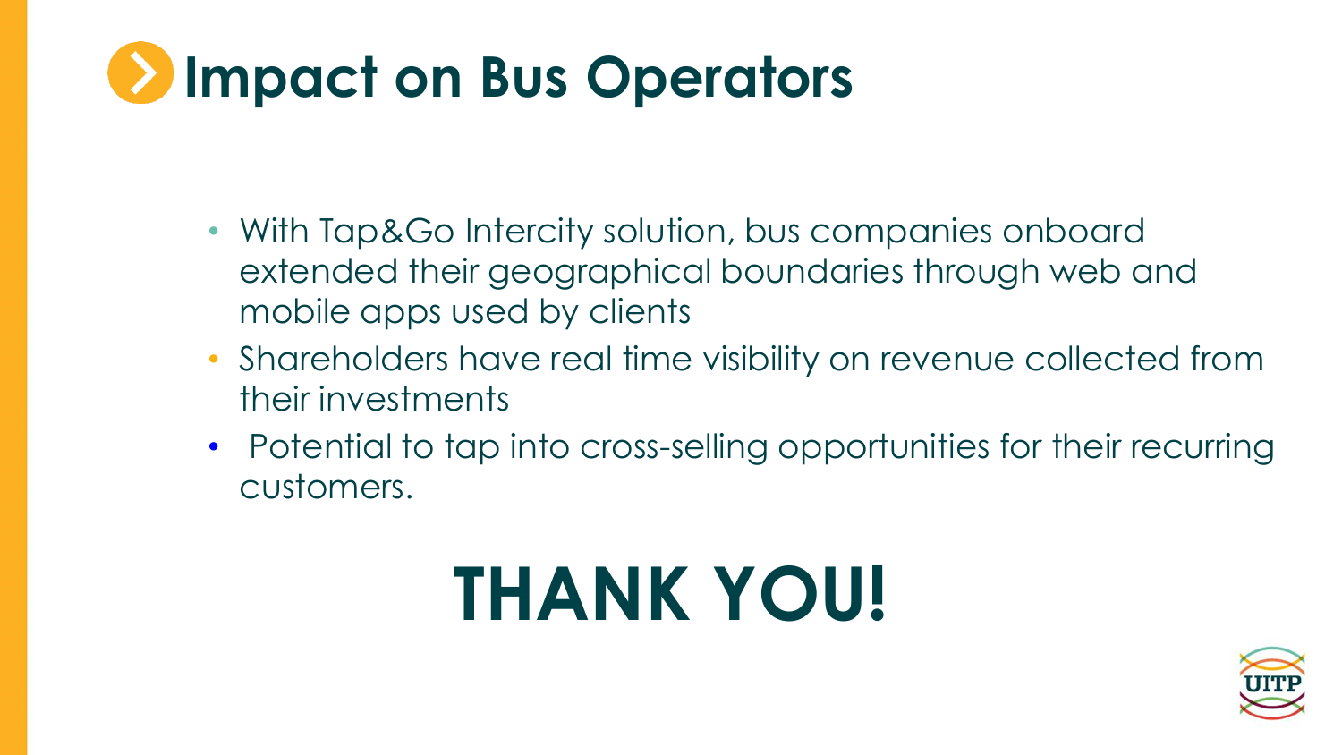# Impact on Bus Operators

- With Tap&Go Intercity solution, bus companies onboard extended their geographical boundaries through web and mobile apps used by clients
- Shareholders have real time visibility on revenue collected from their investments
- Potential to tap into cross-selling opportunities for their recurring customers.

# THANK YOU!

UITP